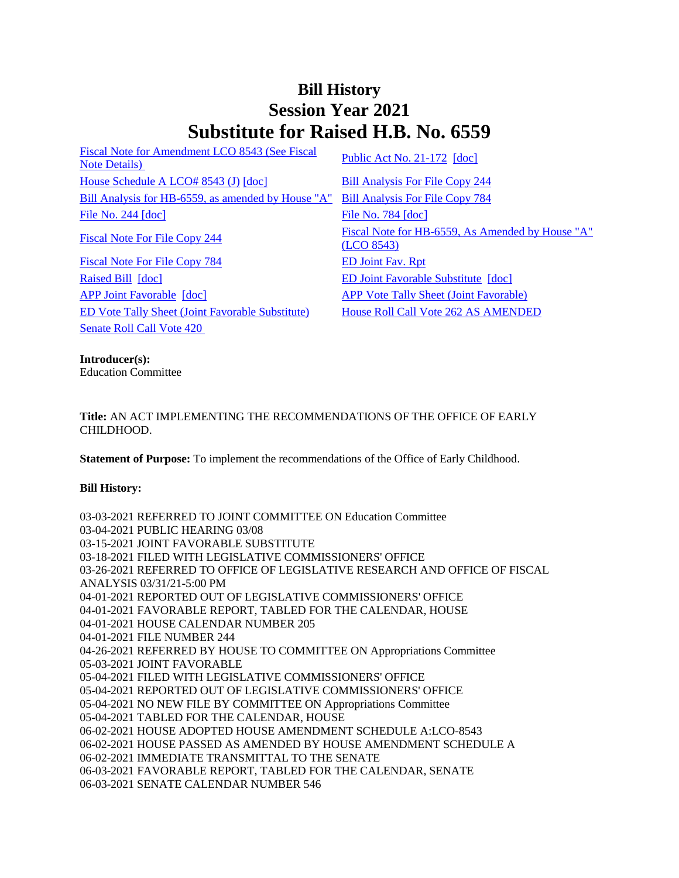# Bill History
# Session Year 2021
# Substitute for Raised H.B. No. 6559

Fiscal Note for Amendment LCO 8543 (See Fiscal Note Details)
Public Act No. 21-172 [doc]
House Schedule A LCO# 8543 (J) [doc]
Bill Analysis For File Copy 244
Bill Analysis for HB-6559, as amended by House "A"
Bill Analysis For File Copy 784
File No. 244 [doc]
File No. 784 [doc]
Fiscal Note For File Copy 244
Fiscal Note for HB-6559, As Amended by House "A" (LCO 8543)
Fiscal Note For File Copy 784
ED Joint Fav. Rpt
Raised Bill [doc]
ED Joint Favorable Substitute [doc]
APP Joint Favorable [doc]
APP Vote Tally Sheet (Joint Favorable)
ED Vote Tally Sheet (Joint Favorable Substitute)
House Roll Call Vote 262 AS AMENDED
Senate Roll Call Vote 420

**Introducer(s):**
Education Committee

**Title:** AN ACT IMPLEMENTING THE RECOMMENDATIONS OF THE OFFICE OF EARLY CHILDHOOD.

**Statement of Purpose:** To implement the recommendations of the Office of Early Childhood.

**Bill History:**

03-03-2021 REFERRED TO JOINT COMMITTEE ON Education Committee
03-04-2021 PUBLIC HEARING 03/08
03-15-2021 JOINT FAVORABLE SUBSTITUTE
03-18-2021 FILED WITH LEGISLATIVE COMMISSIONERS' OFFICE
03-26-2021 REFERRED TO OFFICE OF LEGISLATIVE RESEARCH AND OFFICE OF FISCAL ANALYSIS 03/31/21-5:00 PM
04-01-2021 REPORTED OUT OF LEGISLATIVE COMMISSIONERS' OFFICE
04-01-2021 FAVORABLE REPORT, TABLED FOR THE CALENDAR, HOUSE
04-01-2021 HOUSE CALENDAR NUMBER 205
04-01-2021 FILE NUMBER 244
04-26-2021 REFERRED BY HOUSE TO COMMITTEE ON Appropriations Committee
05-03-2021 JOINT FAVORABLE
05-04-2021 FILED WITH LEGISLATIVE COMMISSIONERS' OFFICE
05-04-2021 REPORTED OUT OF LEGISLATIVE COMMISSIONERS' OFFICE
05-04-2021 NO NEW FILE BY COMMITTEE ON Appropriations Committee
05-04-2021 TABLED FOR THE CALENDAR, HOUSE
06-02-2021 HOUSE ADOPTED HOUSE AMENDMENT SCHEDULE A:LCO-8543
06-02-2021 HOUSE PASSED AS AMENDED BY HOUSE AMENDMENT SCHEDULE A
06-02-2021 IMMEDIATE TRANSMITTAL TO THE SENATE
06-03-2021 FAVORABLE REPORT, TABLED FOR THE CALENDAR, SENATE
06-03-2021 SENATE CALENDAR NUMBER 546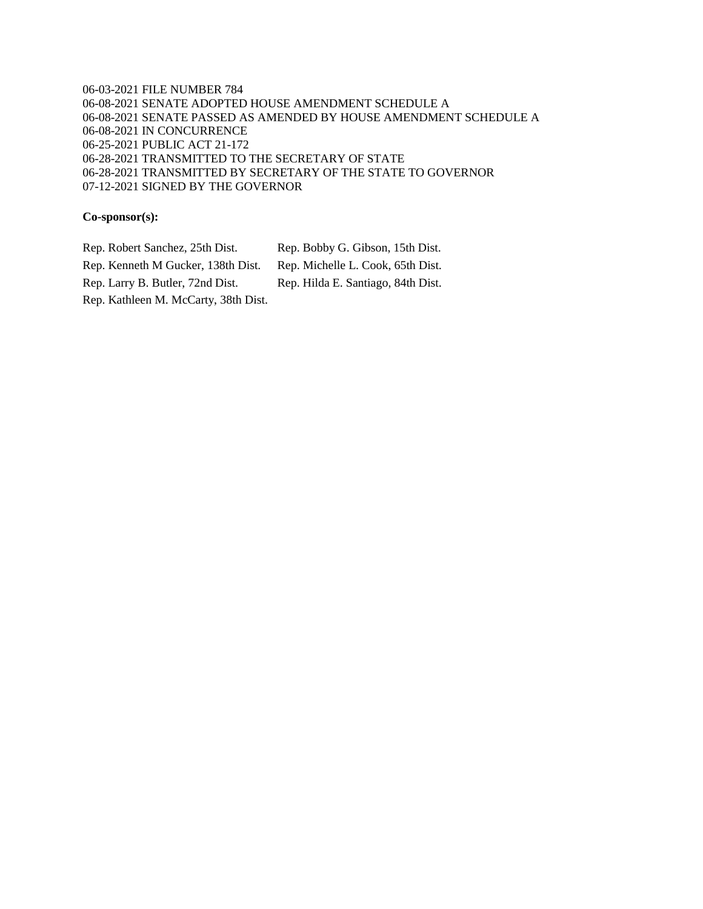06-03-2021 FILE NUMBER 784
06-08-2021 SENATE ADOPTED HOUSE AMENDMENT SCHEDULE A
06-08-2021 SENATE PASSED AS AMENDED BY HOUSE AMENDMENT SCHEDULE A
06-08-2021 IN CONCURRENCE
06-25-2021 PUBLIC ACT 21-172
06-28-2021 TRANSMITTED TO THE SECRETARY OF STATE
06-28-2021 TRANSMITTED BY SECRETARY OF THE STATE TO GOVERNOR
07-12-2021 SIGNED BY THE GOVERNOR

**Co-sponsor(s):**

Rep. Robert Sanchez, 25th Dist.
Rep. Bobby G. Gibson, 15th Dist.
Rep. Kenneth M Gucker, 138th Dist.
Rep. Michelle L. Cook, 65th Dist.
Rep. Larry B. Butler, 72nd Dist.
Rep. Hilda E. Santiago, 84th Dist.
Rep. Kathleen M. McCarty, 38th Dist.